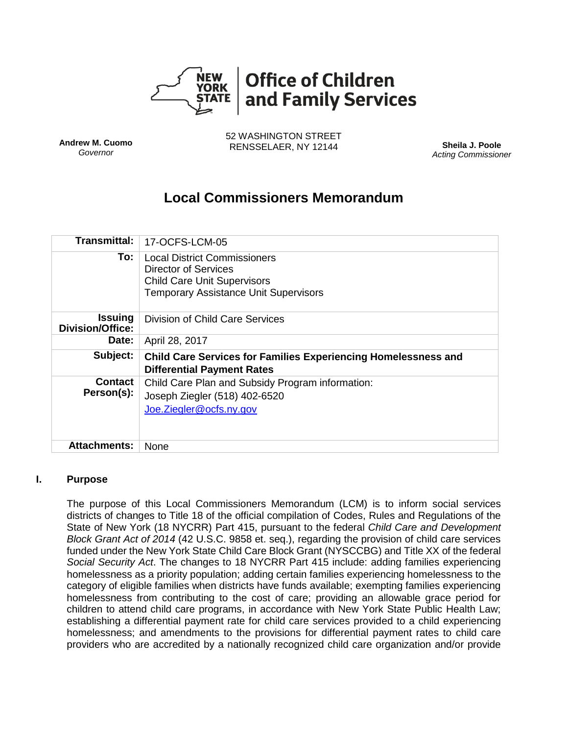**NEW YORK STATE** | **Office of Children and Family Services**

**Andrew M. Cuomo**
*Governor*

52 WASHINGTON STREET
RENSSELAER, NY 12144

**Sheila J. Poole**
*Acting Commissioner*

# Local Commissioners Memorandum

| | |
|---|---|
| **Transmittal:** | 17-OCFS-LCM-05 |
| **To:** | Local District Commissioners<br>Director of Services<br>Child Care Unit Supervisors<br>Temporary Assistance Unit Supervisors |
| **Issuing Division/Office:** | Division of Child Care Services |
| **Date:** | April 28, 2017 |
| **Subject:** | **Child Care Services for Families Experiencing Homelessness and Differential Payment Rates** |
| **Contact Person(s):** | Child Care Plan and Subsidy Program information:<br>Joseph Ziegler (518) 402-6520<br>Joe.Ziegler@ocfs.ny.gov |
| **Attachments:** | None |

## I. Purpose

The purpose of this Local Commissioners Memorandum (LCM) is to inform social services districts of changes to Title 18 of the official compilation of Codes, Rules and Regulations of the State of New York (18 NYCRR) Part 415, pursuant to the federal *Child Care and Development Block Grant Act of 2014* (42 U.S.C. 9858 et. seq.), regarding the provision of child care services funded under the New York State Child Care Block Grant (NYSCCBG) and Title XX of the federal *Social Security Act*. The changes to 18 NYCRR Part 415 include: adding families experiencing homelessness as a priority population; adding certain families experiencing homelessness to the category of eligible families when districts have funds available; exempting families experiencing homelessness from contributing to the cost of care; providing an allowable grace period for children to attend child care programs, in accordance with New York State Public Health Law; establishing a differential payment rate for child care services provided to a child experiencing homelessness; and amendments to the provisions for differential payment rates to child care providers who are accredited by a nationally recognized child care organization and/or provide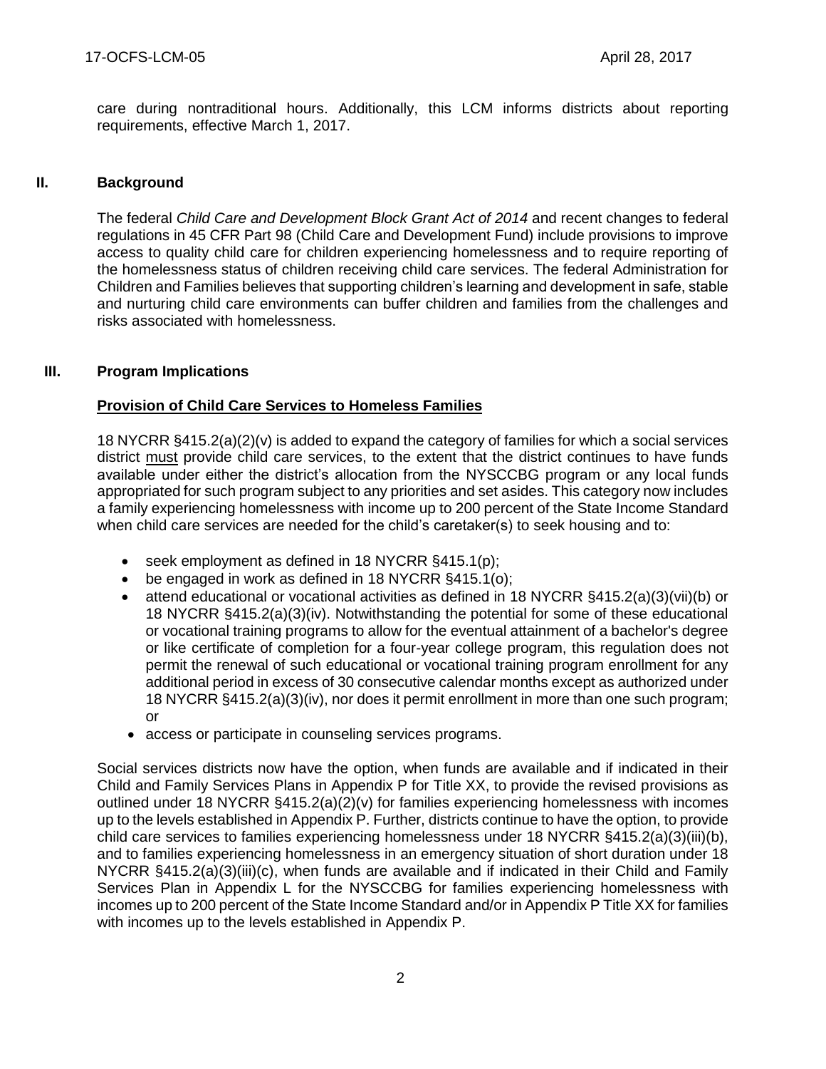care during nontraditional hours. Additionally, this LCM informs districts about reporting requirements, effective March 1, 2017.

## II. Background

The federal *Child Care and Development Block Grant Act of 2014* and recent changes to federal regulations in 45 CFR Part 98 (Child Care and Development Fund) include provisions to improve access to quality child care for children experiencing homelessness and to require reporting of the homelessness status of children receiving child care services. The federal Administration for Children and Families believes that supporting children's learning and development in safe, stable and nurturing child care environments can buffer children and families from the challenges and risks associated with homelessness.

## III. Program Implications

**Provision of Child Care Services to Homeless Families**

18 NYCRR §415.2(a)(2)(v) is added to expand the category of families for which a social services district must provide child care services, to the extent that the district continues to have funds available under either the district's allocation from the NYSCCBG program or any local funds appropriated for such program subject to any priorities and set asides. This category now includes a family experiencing homelessness with income up to 200 percent of the State Income Standard when child care services are needed for the child's caretaker(s) to seek housing and to:

- seek employment as defined in 18 NYCRR §415.1(p);
- be engaged in work as defined in 18 NYCRR §415.1(o);
- attend educational or vocational activities as defined in 18 NYCRR §415.2(a)(3)(vii)(b) or 18 NYCRR §415.2(a)(3)(iv). Notwithstanding the potential for some of these educational or vocational training programs to allow for the eventual attainment of a bachelor's degree or like certificate of completion for a four-year college program, this regulation does not permit the renewal of such educational or vocational training program enrollment for any additional period in excess of 30 consecutive calendar months except as authorized under 18 NYCRR §415.2(a)(3)(iv), nor does it permit enrollment in more than one such program; or
- access or participate in counseling services programs.

Social services districts now have the option, when funds are available and if indicated in their Child and Family Services Plans in Appendix P for Title XX, to provide the revised provisions as outlined under 18 NYCRR §415.2(a)(2)(v) for families experiencing homelessness with incomes up to the levels established in Appendix P. Further, districts continue to have the option, to provide child care services to families experiencing homelessness under 18 NYCRR §415.2(a)(3)(iii)(b), and to families experiencing homelessness in an emergency situation of short duration under 18 NYCRR §415.2(a)(3)(iii)(c), when funds are available and if indicated in their Child and Family Services Plan in Appendix L for the NYSCCBG for families experiencing homelessness with incomes up to 200 percent of the State Income Standard and/or in Appendix P Title XX for families with incomes up to the levels established in Appendix P.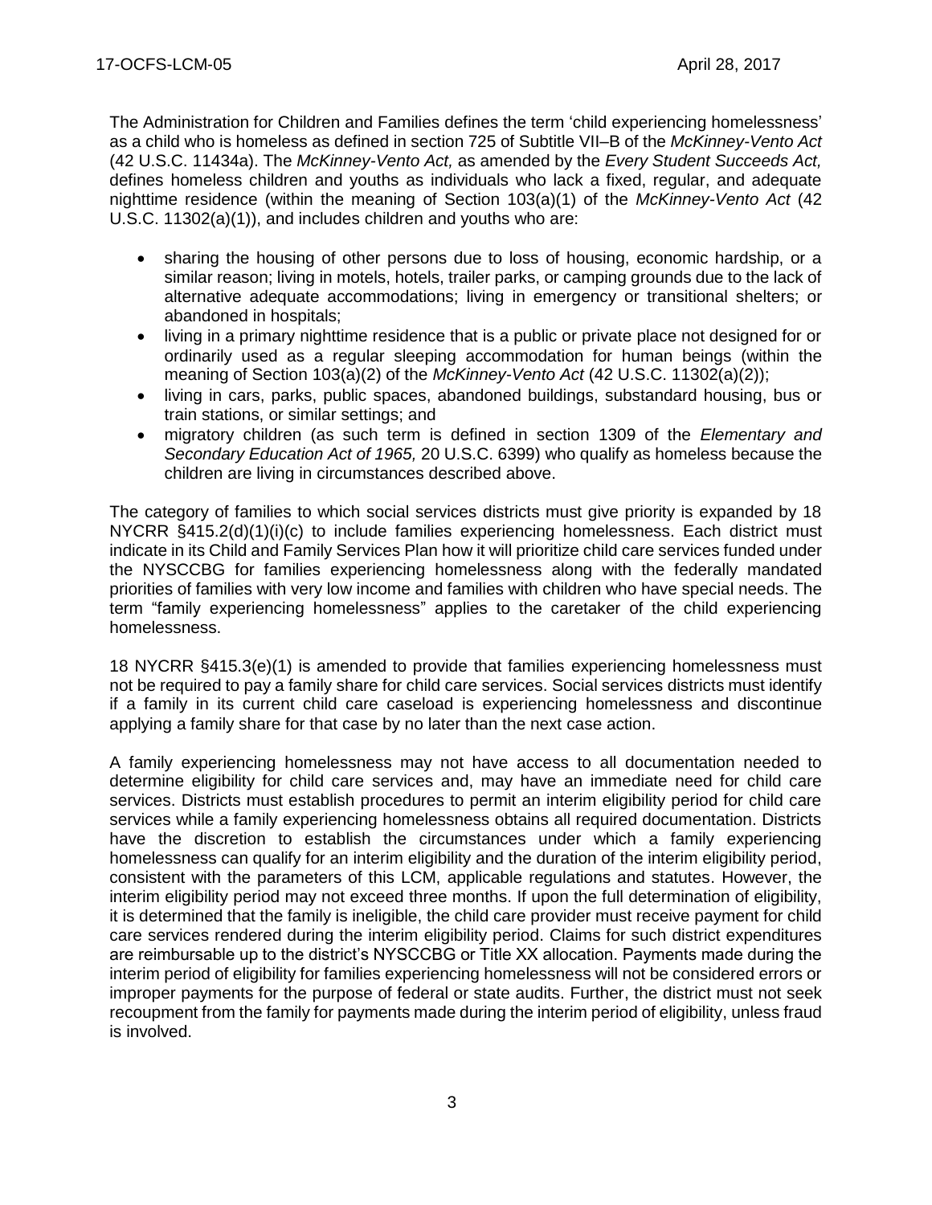The Administration for Children and Families defines the term 'child experiencing homelessness' as a child who is homeless as defined in section 725 of Subtitle VII–B of the *McKinney-Vento Act* (42 U.S.C. 11434a). The *McKinney-Vento Act,* as amended by the *Every Student Succeeds Act,* defines homeless children and youths as individuals who lack a fixed, regular, and adequate nighttime residence (within the meaning of Section 103(a)(1) of the *McKinney-Vento Act* (42 U.S.C. 11302(a)(1)), and includes children and youths who are:

- sharing the housing of other persons due to loss of housing, economic hardship, or a similar reason; living in motels, hotels, trailer parks, or camping grounds due to the lack of alternative adequate accommodations; living in emergency or transitional shelters; or abandoned in hospitals;
- living in a primary nighttime residence that is a public or private place not designed for or ordinarily used as a regular sleeping accommodation for human beings (within the meaning of Section 103(a)(2) of the *McKinney-Vento Act* (42 U.S.C. 11302(a)(2));
- living in cars, parks, public spaces, abandoned buildings, substandard housing, bus or train stations, or similar settings; and
- migratory children (as such term is defined in section 1309 of the *Elementary and Secondary Education Act of 1965,* 20 U.S.C. 6399) who qualify as homeless because the children are living in circumstances described above.

The category of families to which social services districts must give priority is expanded by 18 NYCRR §415.2(d)(1)(i)(c) to include families experiencing homelessness. Each district must indicate in its Child and Family Services Plan how it will prioritize child care services funded under the NYSCCBG for families experiencing homelessness along with the federally mandated priorities of families with very low income and families with children who have special needs. The term "family experiencing homelessness" applies to the caretaker of the child experiencing homelessness.

18 NYCRR §415.3(e)(1) is amended to provide that families experiencing homelessness must not be required to pay a family share for child care services. Social services districts must identify if a family in its current child care caseload is experiencing homelessness and discontinue applying a family share for that case by no later than the next case action.

A family experiencing homelessness may not have access to all documentation needed to determine eligibility for child care services and, may have an immediate need for child care services. Districts must establish procedures to permit an interim eligibility period for child care services while a family experiencing homelessness obtains all required documentation. Districts have the discretion to establish the circumstances under which a family experiencing homelessness can qualify for an interim eligibility and the duration of the interim eligibility period, consistent with the parameters of this LCM, applicable regulations and statutes. However, the interim eligibility period may not exceed three months. If upon the full determination of eligibility, it is determined that the family is ineligible, the child care provider must receive payment for child care services rendered during the interim eligibility period. Claims for such district expenditures are reimbursable up to the district's NYSCCBG or Title XX allocation. Payments made during the interim period of eligibility for families experiencing homelessness will not be considered errors or improper payments for the purpose of federal or state audits. Further, the district must not seek recoupment from the family for payments made during the interim period of eligibility, unless fraud is involved.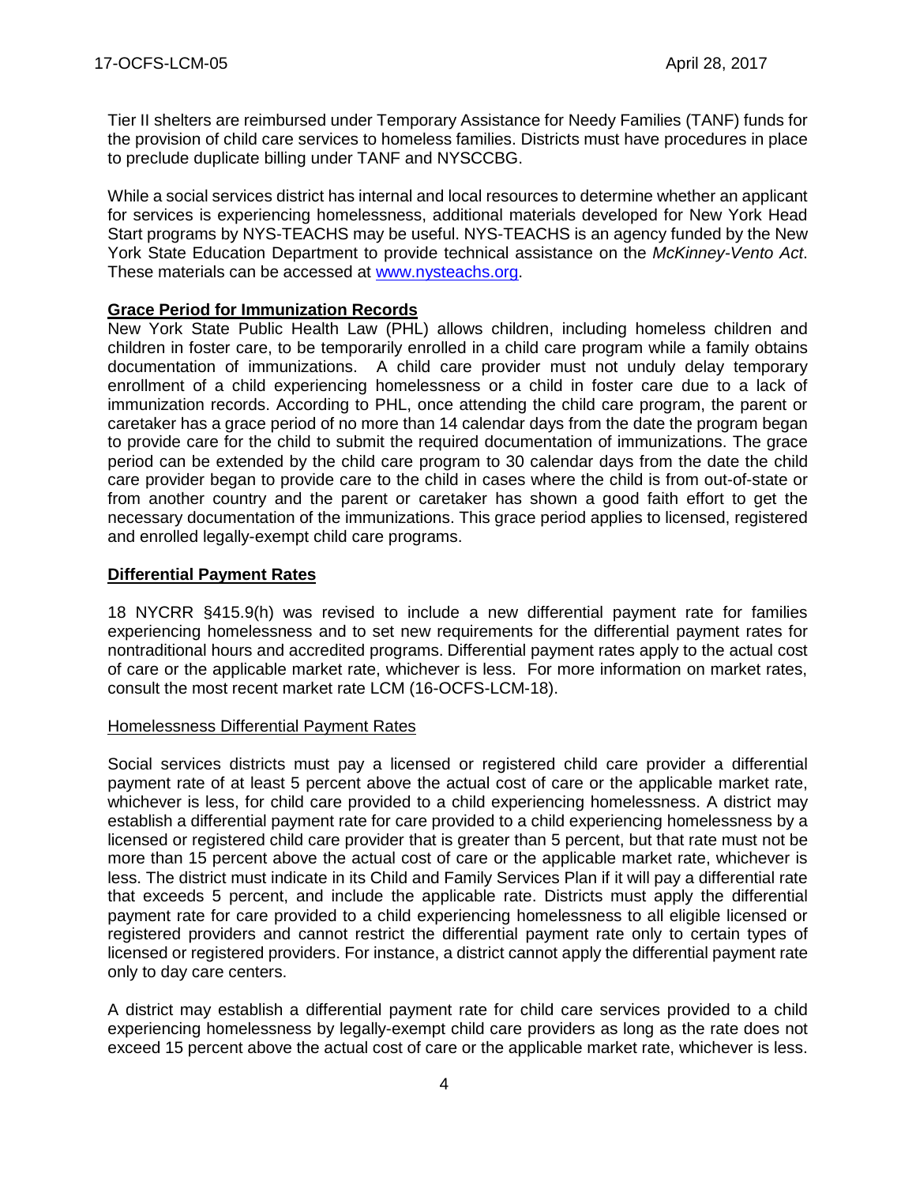Tier II shelters are reimbursed under Temporary Assistance for Needy Families (TANF) funds for the provision of child care services to homeless families. Districts must have procedures in place to preclude duplicate billing under TANF and NYSCCBG.

While a social services district has internal and local resources to determine whether an applicant for services is experiencing homelessness, additional materials developed for New York Head Start programs by NYS-TEACHS may be useful. NYS-TEACHS is an agency funded by the New York State Education Department to provide technical assistance on the *McKinney-Vento Act*. These materials can be accessed at [www.nysteachs.org](www.nysteachs.org).

**Grace Period for Immunization Records**

New York State Public Health Law (PHL) allows children, including homeless children and children in foster care, to be temporarily enrolled in a child care program while a family obtains documentation of immunizations. A child care provider must not unduly delay temporary enrollment of a child experiencing homelessness or a child in foster care due to a lack of immunization records. According to PHL, once attending the child care program, the parent or caretaker has a grace period of no more than 14 calendar days from the date the program began to provide care for the child to submit the required documentation of immunizations. The grace period can be extended by the child care program to 30 calendar days from the date the child care provider began to provide care to the child in cases where the child is from out-of-state or from another country and the parent or caretaker has shown a good faith effort to get the necessary documentation of the immunizations. This grace period applies to licensed, registered and enrolled legally-exempt child care programs.

**Differential Payment Rates**

18 NYCRR §415.9(h) was revised to include a new differential payment rate for families experiencing homelessness and to set new requirements for the differential payment rates for nontraditional hours and accredited programs. Differential payment rates apply to the actual cost of care or the applicable market rate, whichever is less. For more information on market rates, consult the most recent market rate LCM (16-OCFS-LCM-18).

Homelessness Differential Payment Rates

Social services districts must pay a licensed or registered child care provider a differential payment rate of at least 5 percent above the actual cost of care or the applicable market rate, whichever is less, for child care provided to a child experiencing homelessness. A district may establish a differential payment rate for care provided to a child experiencing homelessness by a licensed or registered child care provider that is greater than 5 percent, but that rate must not be more than 15 percent above the actual cost of care or the applicable market rate, whichever is less. The district must indicate in its Child and Family Services Plan if it will pay a differential rate that exceeds 5 percent, and include the applicable rate. Districts must apply the differential payment rate for care provided to a child experiencing homelessness to all eligible licensed or registered providers and cannot restrict the differential payment rate only to certain types of licensed or registered providers. For instance, a district cannot apply the differential payment rate only to day care centers.

A district may establish a differential payment rate for child care services provided to a child experiencing homelessness by legally-exempt child care providers as long as the rate does not exceed 15 percent above the actual cost of care or the applicable market rate, whichever is less.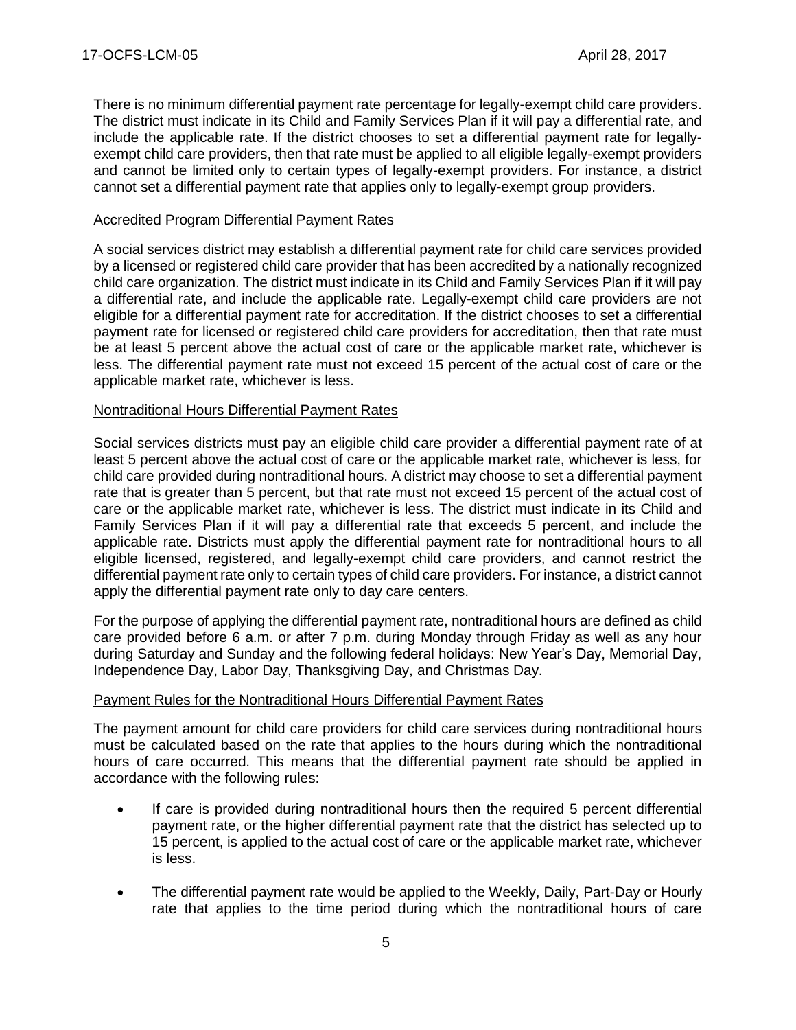There is no minimum differential payment rate percentage for legally-exempt child care providers. The district must indicate in its Child and Family Services Plan if it will pay a differential rate, and include the applicable rate. If the district chooses to set a differential payment rate for legally-exempt child care providers, then that rate must be applied to all eligible legally-exempt providers and cannot be limited only to certain types of legally-exempt providers. For instance, a district cannot set a differential payment rate that applies only to legally-exempt group providers.

## Accredited Program Differential Payment Rates

A social services district may establish a differential payment rate for child care services provided by a licensed or registered child care provider that has been accredited by a nationally recognized child care organization. The district must indicate in its Child and Family Services Plan if it will pay a differential rate, and include the applicable rate. Legally-exempt child care providers are not eligible for a differential payment rate for accreditation. If the district chooses to set a differential payment rate for licensed or registered child care providers for accreditation, then that rate must be at least 5 percent above the actual cost of care or the applicable market rate, whichever is less. The differential payment rate must not exceed 15 percent of the actual cost of care or the applicable market rate, whichever is less.

## Nontraditional Hours Differential Payment Rates

Social services districts must pay an eligible child care provider a differential payment rate of at least 5 percent above the actual cost of care or the applicable market rate, whichever is less, for child care provided during nontraditional hours. A district may choose to set a differential payment rate that is greater than 5 percent, but that rate must not exceed 15 percent of the actual cost of care or the applicable market rate, whichever is less. The district must indicate in its Child and Family Services Plan if it will pay a differential rate that exceeds 5 percent, and include the applicable rate. Districts must apply the differential payment rate for nontraditional hours to all eligible licensed, registered, and legally-exempt child care providers, and cannot restrict the differential payment rate only to certain types of child care providers. For instance, a district cannot apply the differential payment rate only to day care centers.

For the purpose of applying the differential payment rate, nontraditional hours are defined as child care provided before 6 a.m. or after 7 p.m. during Monday through Friday as well as any hour during Saturday and Sunday and the following federal holidays: New Year's Day, Memorial Day, Independence Day, Labor Day, Thanksgiving Day, and Christmas Day.

## Payment Rules for the Nontraditional Hours Differential Payment Rates

The payment amount for child care providers for child care services during nontraditional hours must be calculated based on the rate that applies to the hours during which the nontraditional hours of care occurred. This means that the differential payment rate should be applied in accordance with the following rules:

- If care is provided during nontraditional hours then the required 5 percent differential payment rate, or the higher differential payment rate that the district has selected up to 15 percent, is applied to the actual cost of care or the applicable market rate, whichever is less.
- The differential payment rate would be applied to the Weekly, Daily, Part-Day or Hourly rate that applies to the time period during which the nontraditional hours of care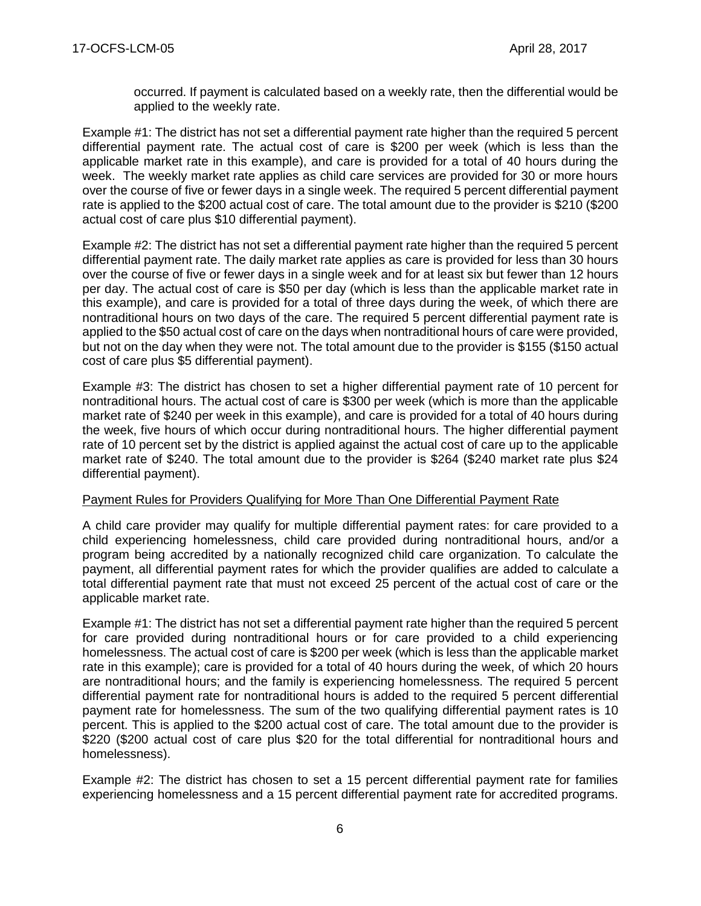occurred. If payment is calculated based on a weekly rate, then the differential would be applied to the weekly rate.

Example #1: The district has not set a differential payment rate higher than the required 5 percent differential payment rate. The actual cost of care is $200 per week (which is less than the applicable market rate in this example), and care is provided for a total of 40 hours during the week. The weekly market rate applies as child care services are provided for 30 or more hours over the course of five or fewer days in a single week. The required 5 percent differential payment rate is applied to the $200 actual cost of care. The total amount due to the provider is $210 ($200 actual cost of care plus $10 differential payment).

Example #2: The district has not set a differential payment rate higher than the required 5 percent differential payment rate. The daily market rate applies as care is provided for less than 30 hours over the course of five or fewer days in a single week and for at least six but fewer than 12 hours per day. The actual cost of care is $50 per day (which is less than the applicable market rate in this example), and care is provided for a total of three days during the week, of which there are nontraditional hours on two days of the care. The required 5 percent differential payment rate is applied to the $50 actual cost of care on the days when nontraditional hours of care were provided, but not on the day when they were not. The total amount due to the provider is $155 ($150 actual cost of care plus $5 differential payment).

Example #3: The district has chosen to set a higher differential payment rate of 10 percent for nontraditional hours. The actual cost of care is $300 per week (which is more than the applicable market rate of $240 per week in this example), and care is provided for a total of 40 hours during the week, five hours of which occur during nontraditional hours. The higher differential payment rate of 10 percent set by the district is applied against the actual cost of care up to the applicable market rate of $240. The total amount due to the provider is $264 ($240 market rate plus $24 differential payment).

Payment Rules for Providers Qualifying for More Than One Differential Payment Rate

A child care provider may qualify for multiple differential payment rates: for care provided to a child experiencing homelessness, child care provided during nontraditional hours, and/or a program being accredited by a nationally recognized child care organization. To calculate the payment, all differential payment rates for which the provider qualifies are added to calculate a total differential payment rate that must not exceed 25 percent of the actual cost of care or the applicable market rate.

Example #1: The district has not set a differential payment rate higher than the required 5 percent for care provided during nontraditional hours or for care provided to a child experiencing homelessness. The actual cost of care is $200 per week (which is less than the applicable market rate in this example); care is provided for a total of 40 hours during the week, of which 20 hours are nontraditional hours; and the family is experiencing homelessness. The required 5 percent differential payment rate for nontraditional hours is added to the required 5 percent differential payment rate for homelessness. The sum of the two qualifying differential payment rates is 10 percent. This is applied to the $200 actual cost of care. The total amount due to the provider is $220 ($200 actual cost of care plus $20 for the total differential for nontraditional hours and homelessness).

Example #2: The district has chosen to set a 15 percent differential payment rate for families experiencing homelessness and a 15 percent differential payment rate for accredited programs.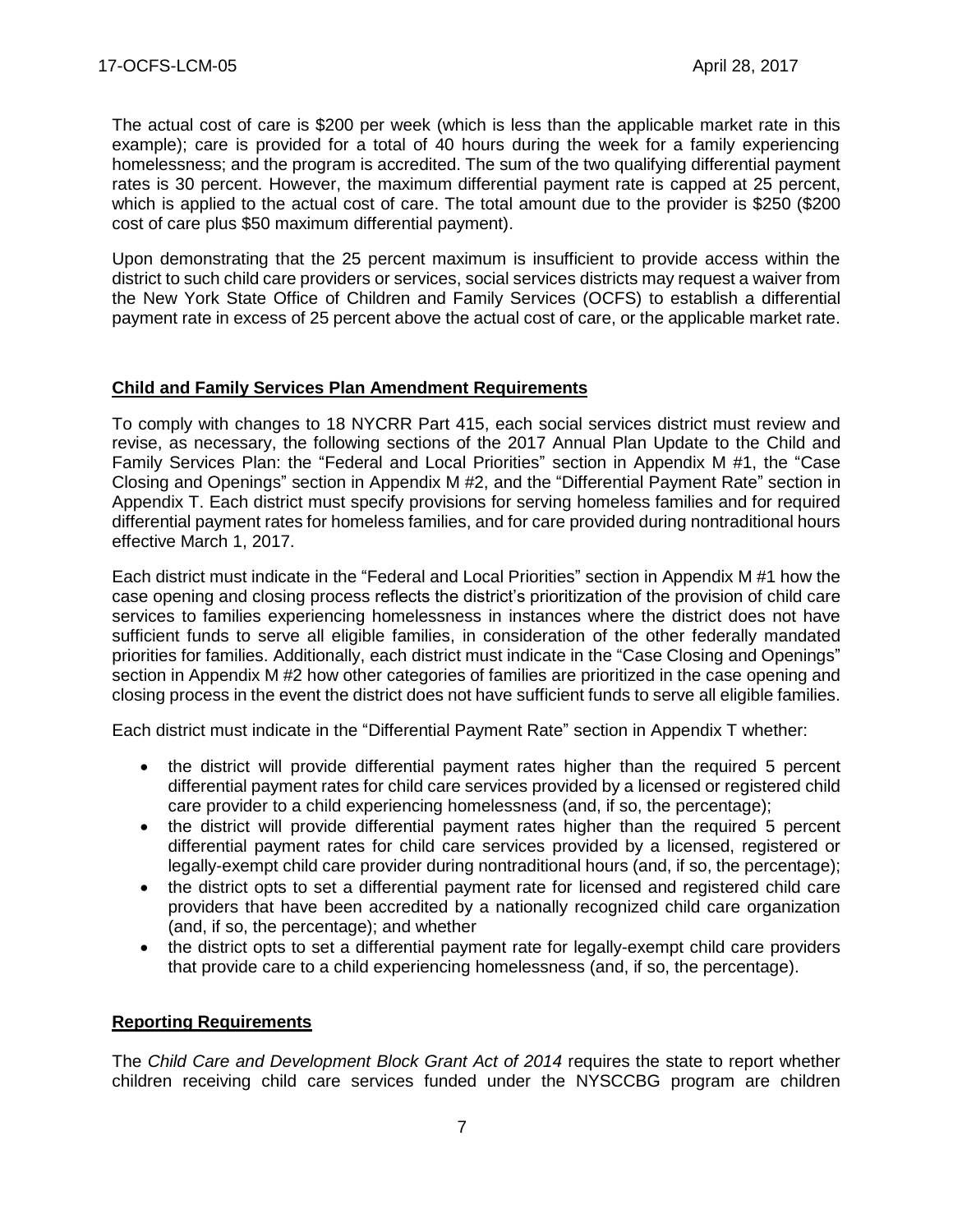The actual cost of care is $200 per week (which is less than the applicable market rate in this example); care is provided for a total of 40 hours during the week for a family experiencing homelessness; and the program is accredited. The sum of the two qualifying differential payment rates is 30 percent. However, the maximum differential payment rate is capped at 25 percent, which is applied to the actual cost of care. The total amount due to the provider is $250 ($200 cost of care plus $50 maximum differential payment).

Upon demonstrating that the 25 percent maximum is insufficient to provide access within the district to such child care providers or services, social services districts may request a waiver from the New York State Office of Children and Family Services (OCFS) to establish a differential payment rate in excess of 25 percent above the actual cost of care, or the applicable market rate.

## Child and Family Services Plan Amendment Requirements

To comply with changes to 18 NYCRR Part 415, each social services district must review and revise, as necessary, the following sections of the 2017 Annual Plan Update to the Child and Family Services Plan: the "Federal and Local Priorities" section in Appendix M #1, the "Case Closing and Openings" section in Appendix M #2, and the "Differential Payment Rate" section in Appendix T. Each district must specify provisions for serving homeless families and for required differential payment rates for homeless families, and for care provided during nontraditional hours effective March 1, 2017.

Each district must indicate in the "Federal and Local Priorities" section in Appendix M #1 how the case opening and closing process reflects the district's prioritization of the provision of child care services to families experiencing homelessness in instances where the district does not have sufficient funds to serve all eligible families, in consideration of the other federally mandated priorities for families. Additionally, each district must indicate in the "Case Closing and Openings" section in Appendix M #2 how other categories of families are prioritized in the case opening and closing process in the event the district does not have sufficient funds to serve all eligible families.

Each district must indicate in the "Differential Payment Rate" section in Appendix T whether:

- the district will provide differential payment rates higher than the required 5 percent differential payment rates for child care services provided by a licensed or registered child care provider to a child experiencing homelessness (and, if so, the percentage);
- the district will provide differential payment rates higher than the required 5 percent differential payment rates for child care services provided by a licensed, registered or legally-exempt child care provider during nontraditional hours (and, if so, the percentage);
- the district opts to set a differential payment rate for licensed and registered child care providers that have been accredited by a nationally recognized child care organization (and, if so, the percentage); and whether
- the district opts to set a differential payment rate for legally-exempt child care providers that provide care to a child experiencing homelessness (and, if so, the percentage).

## Reporting Requirements

The *Child Care and Development Block Grant Act of 2014* requires the state to report whether children receiving child care services funded under the NYSCCBG program are children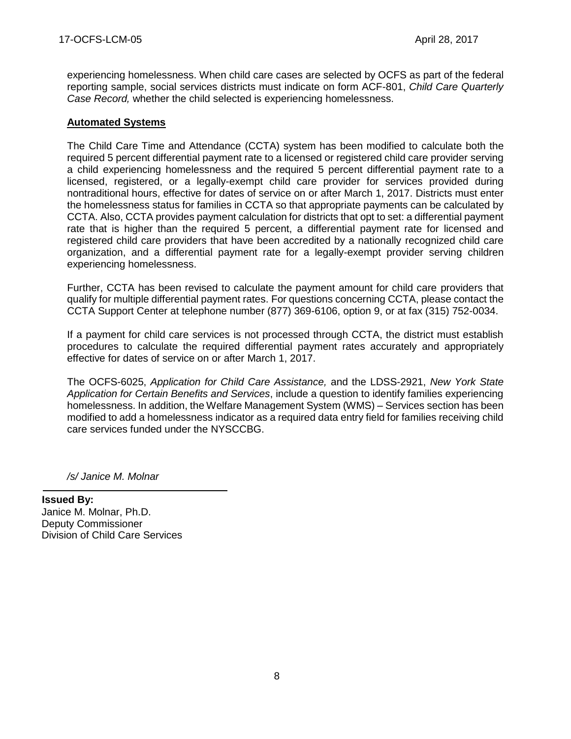experiencing homelessness. When child care cases are selected by OCFS as part of the federal reporting sample, social services districts must indicate on form ACF-801, *Child Care Quarterly Case Record,* whether the child selected is experiencing homelessness.

## Automated Systems

The Child Care Time and Attendance (CCTA) system has been modified to calculate both the required 5 percent differential payment rate to a licensed or registered child care provider serving a child experiencing homelessness and the required 5 percent differential payment rate to a licensed, registered, or a legally-exempt child care provider for services provided during nontraditional hours, effective for dates of service on or after March 1, 2017. Districts must enter the homelessness status for families in CCTA so that appropriate payments can be calculated by CCTA. Also, CCTA provides payment calculation for districts that opt to set: a differential payment rate that is higher than the required 5 percent, a differential payment rate for licensed and registered child care providers that have been accredited by a nationally recognized child care organization, and a differential payment rate for a legally-exempt provider serving children experiencing homelessness.

Further, CCTA has been revised to calculate the payment amount for child care providers that qualify for multiple differential payment rates. For questions concerning CCTA, please contact the CCTA Support Center at telephone number (877) 369-6106, option 9, or at fax (315) 752-0034.

If a payment for child care services is not processed through CCTA, the district must establish procedures to calculate the required differential payment rates accurately and appropriately effective for dates of service on or after March 1, 2017.

The OCFS-6025, *Application for Child Care Assistance,* and the LDSS-2921, *New York State Application for Certain Benefits and Services*, include a question to identify families experiencing homelessness. In addition, the Welfare Management System (WMS) – Services section has been modified to add a homelessness indicator as a required data entry field for families receiving child care services funded under the NYSCCBG.

*/s/ Janice M. Molnar*

**Issued By:**
Janice M. Molnar, Ph.D.
Deputy Commissioner
Division of Child Care Services